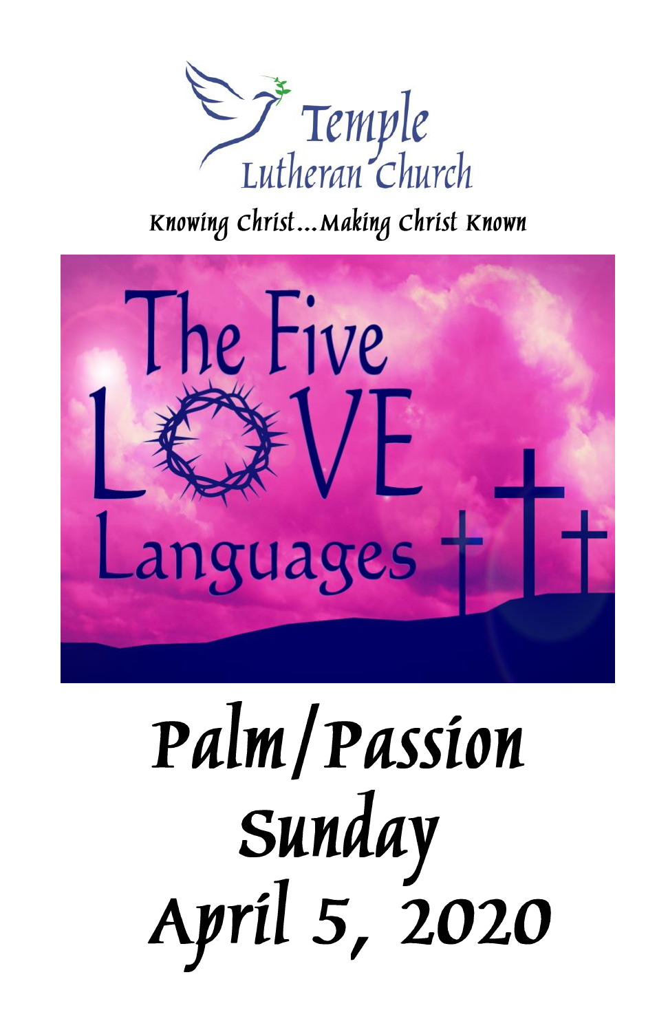Temple Lutheran Church

*Knowing Christ…Making Christ Known*

# The Five LOVE Languages

# Palm/Passion Sunday

# April 5, 2020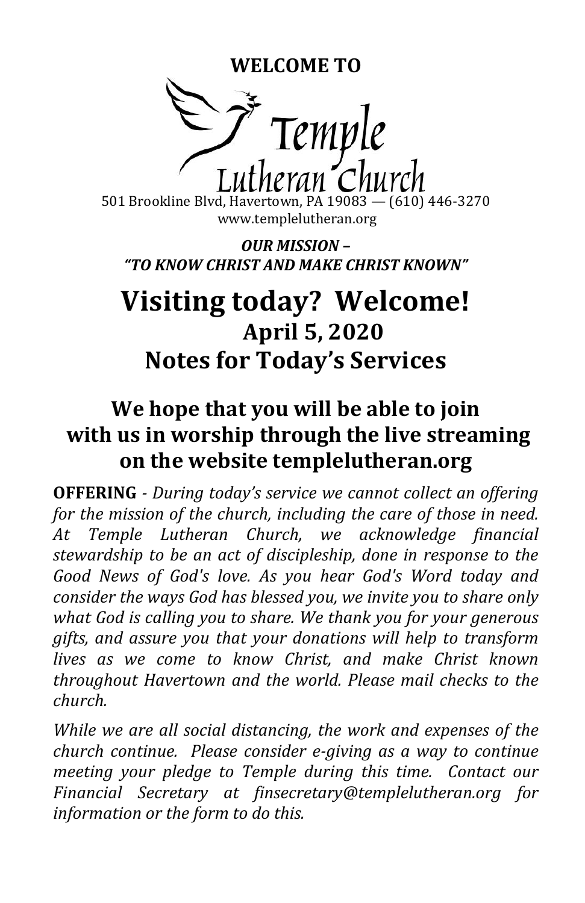**WELCOME TO**

Temple Lutheran Church

501 Brookline Blvd, Havertown, PA 19083 — (610) 446-3270
www.templelutheran.org

***OUR MISSION –***
***"TO KNOW CHRIST AND MAKE CHRIST KNOWN"***

# Visiting today? Welcome!

## April 5, 2020

## Notes for Today's Services

## We hope that you will be able to join with us in worship through the live streaming on the website templelutheran.org

**OFFERING** - *During today's service we cannot collect an offering for the mission of the church, including the care of those in need. At Temple Lutheran Church, we acknowledge financial stewardship to be an act of discipleship, done in response to the Good News of God's love. As you hear God's Word today and consider the ways God has blessed you, we invite you to share only what God is calling you to share. We thank you for your generous gifts, and assure you that your donations will help to transform lives as we come to know Christ, and make Christ known throughout Havertown and the world. Please mail checks to the church.*

*While we are all social distancing, the work and expenses of the church continue. Please consider e-giving as a way to continue meeting your pledge to Temple during this time. Contact our Financial Secretary at finsecretary@templelutheran.org for information or the form to do this.*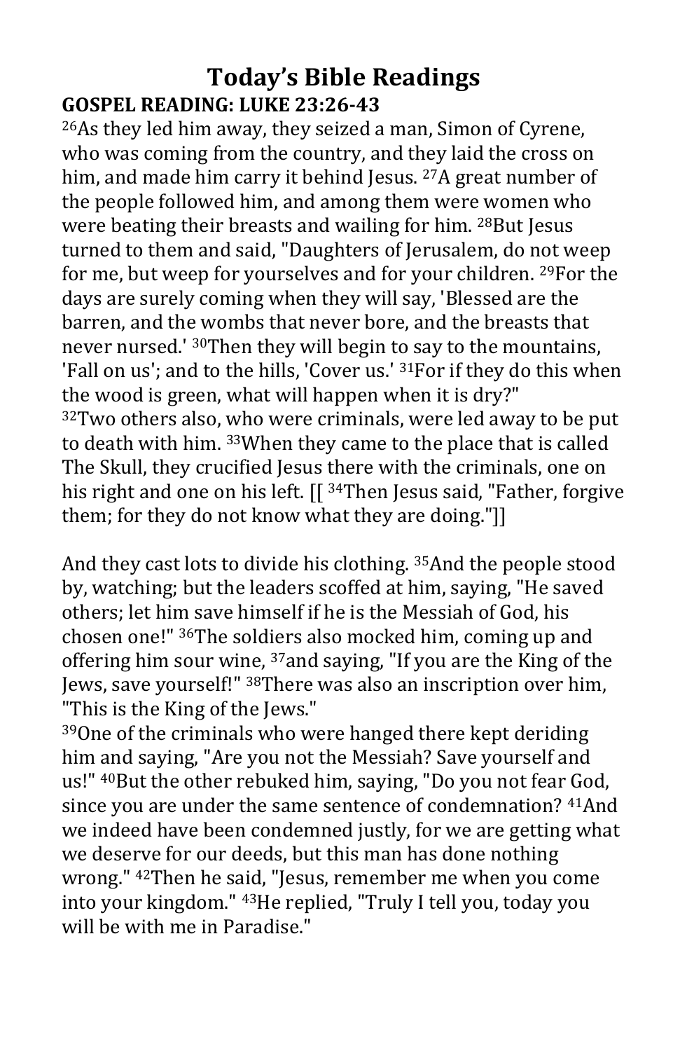# Today's Bible Readings

## GOSPEL READING: LUKE 23:26-43

[26]As they led him away, they seized a man, Simon of Cyrene, who was coming from the country, and they laid the cross on him, and made him carry it behind Jesus. [27]A great number of the people followed him, and among them were women who were beating their breasts and wailing for him. [28]But Jesus turned to them and said, "Daughters of Jerusalem, do not weep for me, but weep for yourselves and for your children. [29]For the days are surely coming when they will say, 'Blessed are the barren, and the wombs that never bore, and the breasts that never nursed.' [30]Then they will begin to say to the mountains, 'Fall on us'; and to the hills, 'Cover us.' [31]For if they do this when the wood is green, what will happen when it is dry?" [32]Two others also, who were criminals, were led away to be put to death with him. [33]When they came to the place that is called The Skull, they crucified Jesus there with the criminals, one on his right and one on his left. [[ [34]Then Jesus said, "Father, forgive them; for they do not know what they are doing."]]

And they cast lots to divide his clothing. [35]And the people stood by, watching; but the leaders scoffed at him, saying, "He saved others; let him save himself if he is the Messiah of God, his chosen one!" [36]The soldiers also mocked him, coming up and offering him sour wine, [37]and saying, "If you are the King of the Jews, save yourself!" [38]There was also an inscription over him, "This is the King of the Jews."

[39]One of the criminals who were hanged there kept deriding him and saying, "Are you not the Messiah? Save yourself and us!" [40]But the other rebuked him, saying, "Do you not fear God, since you are under the same sentence of condemnation? [41]And we indeed have been condemned justly, for we are getting what we deserve for our deeds, but this man has done nothing wrong." [42]Then he said, "Jesus, remember me when you come into your kingdom." [43]He replied, "Truly I tell you, today you will be with me in Paradise."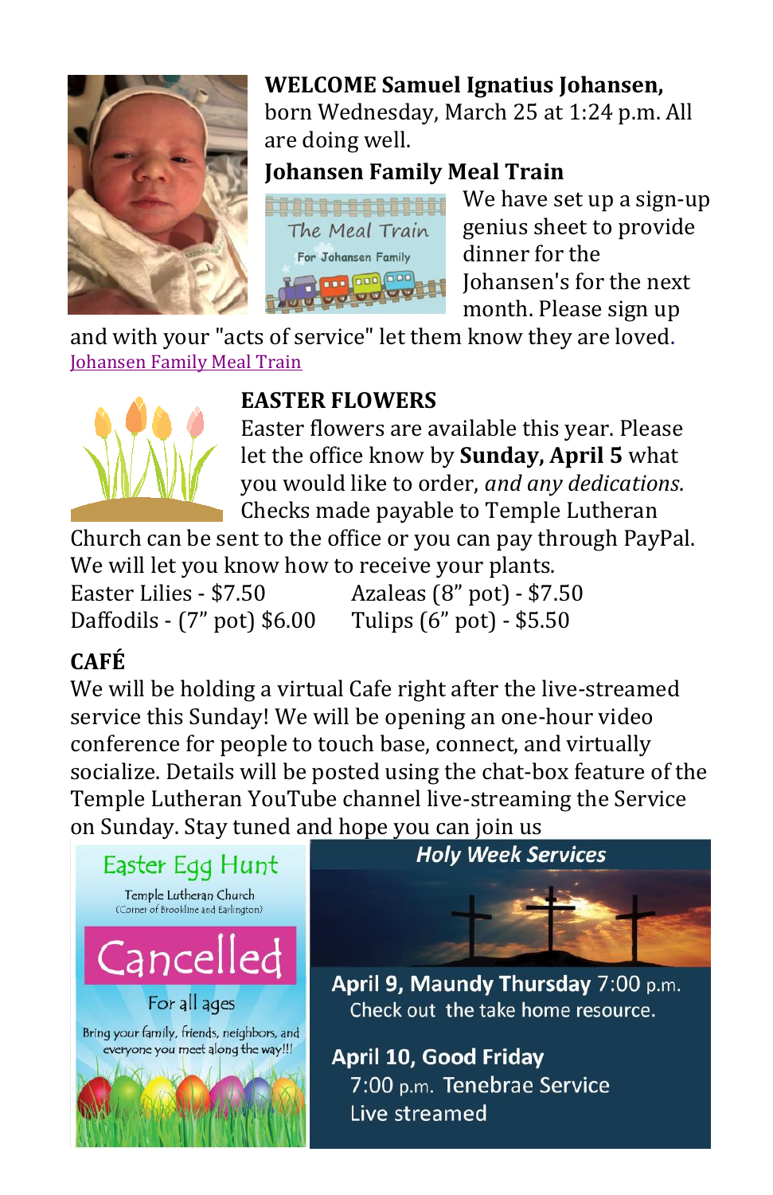**WELCOME Samuel Ignatius Johansen,** born Wednesday, March 25 at 1:24 p.m. All are doing well.

### Johansen Family Meal Train

The Meal Train

For Johansen Family

We have set up a sign-up genius sheet to provide dinner for the Johansen's for the next month. Please sign up and with your "acts of service" let them know they are loved.

[Johansen Family Meal Train]

### EASTER FLOWERS

Easter flowers are available this year. Please let the office know by **Sunday, April 5** what you would like to order, *and any dedications.* Checks made payable to Temple Lutheran Church can be sent to the office or you can pay through PayPal. We will let you know how to receive your plants.

Easter Lilies - $7.50
Azaleas (8" pot) - $7.50
Daffodils - (7" pot) $6.00
Tulips (6" pot) - $5.50

### CAFÉ

We will be holding a virtual Cafe right after the live-streamed service this Sunday! We will be opening an one-hour video conference for people to touch base, connect, and virtually socialize. Details will be posted using the chat-box feature of the Temple Lutheran YouTube channel live-streaming the Service on Sunday. Stay tuned and hope you can join us

### Easter Egg Hunt

Temple Lutheran Church
(Corner of Brookline and Earlington)

**Cancelled**

For all ages

Bring your family, friends, neighbors, and everyone you meet along the way!!!

### *Holy Week Services*

**April 9, Maundy Thursday** 7:00 p.m.
Check out the take home resource.

**April 10, Good Friday**
7:00 p.m. Tenebrae Service
Live streamed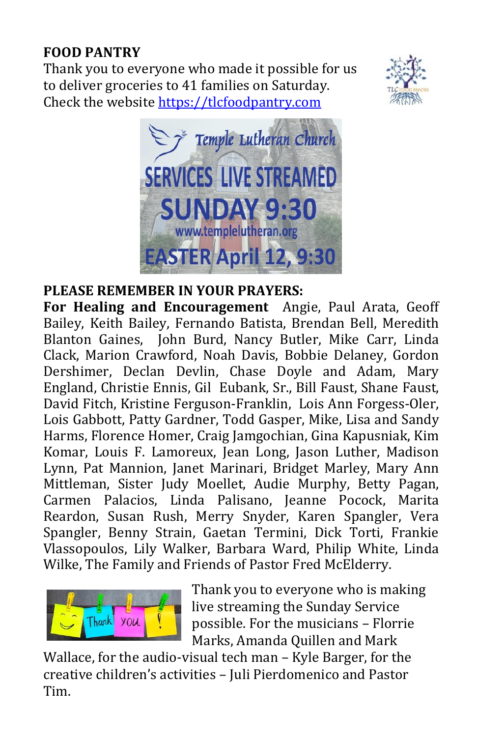**FOOD PANTRY**

Thank you to everyone who made it possible for us to deliver groceries to 41 families on Saturday. Check the website https://tlcfoodpantry.com

Temple Lutheran Church
SERVICES LIVE STREAMED
SUNDAY 9:30
www.templelutheran.org
EASTER April 12, 9:30

**PLEASE REMEMBER IN YOUR PRAYERS:**

**For Healing and Encouragement** Angie, Paul Arata, Geoff Bailey, Keith Bailey, Fernando Batista, Brendan Bell, Meredith Blanton Gaines, John Burd, Nancy Butler, Mike Carr, Linda Clack, Marion Crawford, Noah Davis, Bobbie Delaney, Gordon Dershimer, Declan Devlin, Chase Doyle and Adam, Mary England, Christie Ennis, Gil Eubank, Sr., Bill Faust, Shane Faust, David Fitch, Kristine Ferguson-Franklin, Lois Ann Forgess-Oler, Lois Gabbott, Patty Gardner, Todd Gasper, Mike, Lisa and Sandy Harms, Florence Homer, Craig Jamgochian, Gina Kapusniak, Kim Komar, Louis F. Lamoreux, Jean Long, Jason Luther, Madison Lynn, Pat Mannion, Janet Marinari, Bridget Marley, Mary Ann Mittleman, Sister Judy Moellet, Audie Murphy, Betty Pagan, Carmen Palacios, Linda Palisano, Jeanne Pocock, Marita Reardon, Susan Rush, Merry Snyder, Karen Spangler, Vera Spangler, Benny Strain, Gaetan Termini, Dick Torti, Frankie Vlassopoulos, Lily Walker, Barbara Ward, Philip White, Linda Wilke, The Family and Friends of Pastor Fred McElderry.

Thank you to everyone who is making live streaming the Sunday Service possible. For the musicians – Florrie Marks, Amanda Quillen and Mark Wallace, for the audio-visual tech man – Kyle Barger, for the creative children's activities – Juli Pierdomenico and Pastor Tim.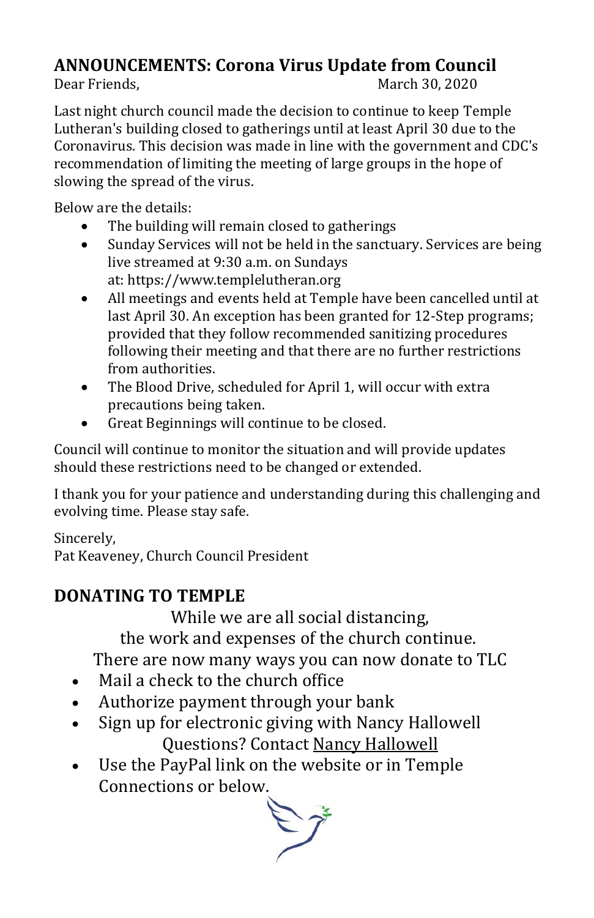## ANNOUNCEMENTS: Corona Virus Update from Council

Dear Friends, March 30, 2020

Last night church council made the decision to continue to keep Temple Lutheran's building closed to gatherings until at least April 30 due to the Coronavirus. This decision was made in line with the government and CDC's recommendation of limiting the meeting of large groups in the hope of slowing the spread of the virus.

Below are the details:

- The building will remain closed to gatherings
- Sunday Services will not be held in the sanctuary. Services are being live streamed at 9:30 a.m. on Sundays at: https://www.templelutheran.org
- All meetings and events held at Temple have been cancelled until at last April 30. An exception has been granted for 12-Step programs; provided that they follow recommended sanitizing procedures following their meeting and that there are no further restrictions from authorities.
- The Blood Drive, scheduled for April 1, will occur with extra precautions being taken.
- Great Beginnings will continue to be closed.

Council will continue to monitor the situation and will provide updates should these restrictions need to be changed or extended.

I thank you for your patience and understanding during this challenging and evolving time. Please stay safe.

Sincerely,
Pat Keaveney, Church Council President

## DONATING TO TEMPLE

While we are all social distancing,
the work and expenses of the church continue.
There are now many ways you can now donate to TLC

- Mail a check to the church office
- Authorize payment through your bank
- Sign up for electronic giving with Nancy Hallowell
  Questions? Contact Nancy Hallowell
- Use the PayPal link on the website or in Temple Connections or below.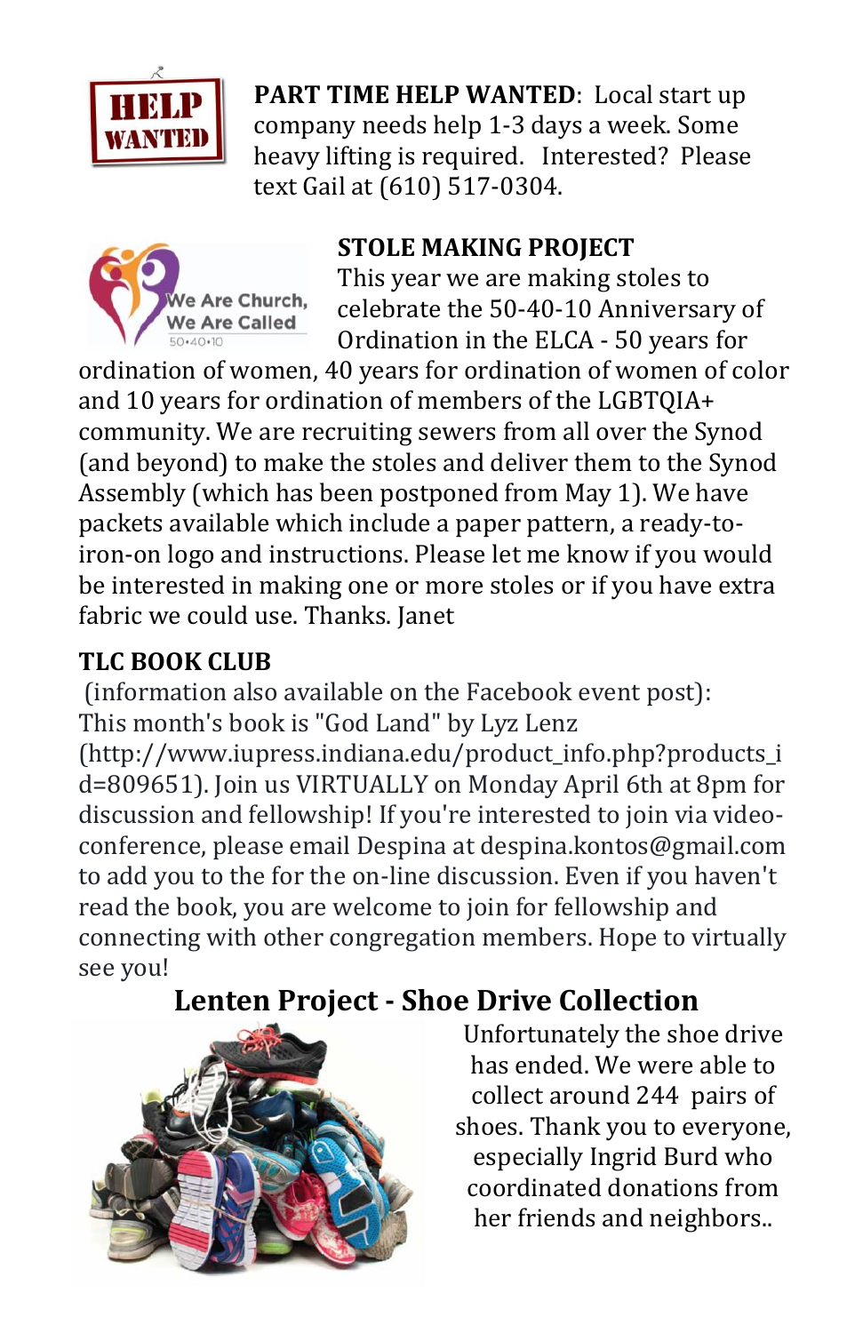**PART TIME HELP WANTED**: Local start up company needs help 1-3 days a week. Some heavy lifting is required. Interested? Please text Gail at (610) 517-0304.

**STOLE MAKING PROJECT**

This year we are making stoles to celebrate the 50-40-10 Anniversary of Ordination in the ELCA - 50 years for ordination of women, 40 years for ordination of women of color and 10 years for ordination of members of the LGBTQIA+ community. We are recruiting sewers from all over the Synod (and beyond) to make the stoles and deliver them to the Synod Assembly (which has been postponed from May 1). We have packets available which include a paper pattern, a ready-to-iron-on logo and instructions. Please let me know if you would be interested in making one or more stoles or if you have extra fabric we could use. Thanks. Janet

**TLC BOOK CLUB**

(information also available on the Facebook event post): This month's book is "God Land" by Lyz Lenz (http://www.iupress.indiana.edu/product_info.php?products_id=809651). Join us VIRTUALLY on Monday April 6th at 8pm for discussion and fellowship! If you're interested to join via video-conference, please email Despina at despina.kontos@gmail.com to add you to the for the on-line discussion. Even if you haven't read the book, you are welcome to join for fellowship and connecting with other congregation members. Hope to virtually see you!

## Lenten Project - Shoe Drive Collection

Unfortunately the shoe drive has ended. We were able to collect around 244 pairs of shoes. Thank you to everyone, especially Ingrid Burd who coordinated donations from her friends and neighbors..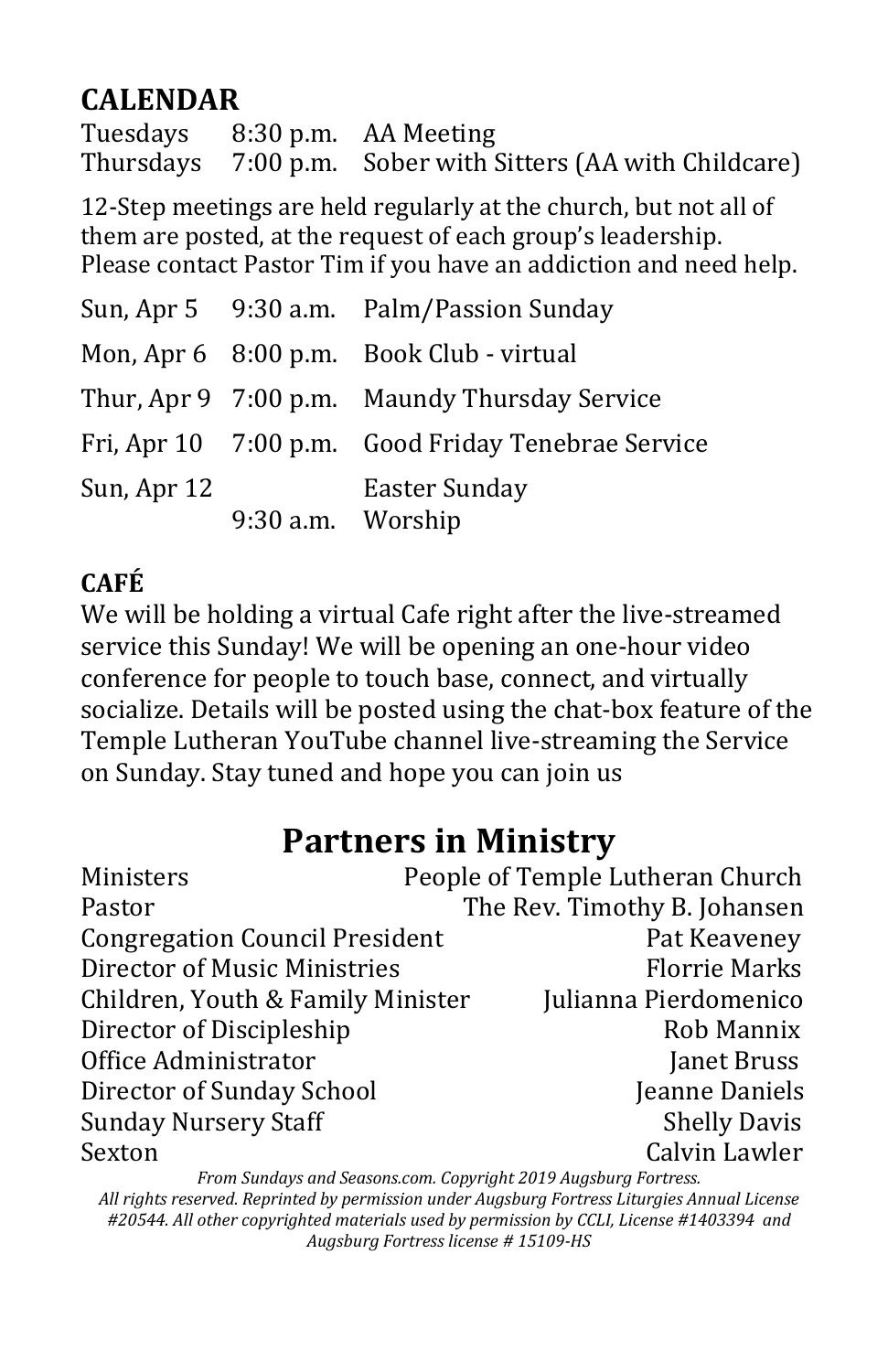## CALENDAR

| | | |
|---|---|---|
| Tuesdays | 8:30 p.m. | AA Meeting |
| Thursdays | 7:00 p.m. | Sober with Sitters (AA with Childcare) |

12-Step meetings are held regularly at the church, but not all of them are posted, at the request of each group's leadership. Please contact Pastor Tim if you have an addiction and need help.

| | | |
|---|---|---|
| Sun, Apr 5 | 9:30 a.m. | Palm/Passion Sunday |
| Mon, Apr 6 | 8:00 p.m. | Book Club - virtual |
| Thur, Apr 9 | 7:00 p.m. | Maundy Thursday Service |
| Fri, Apr 10 | 7:00 p.m. | Good Friday Tenebrae Service |
| Sun, Apr 12 | | Easter Sunday |
| | 9:30 a.m. | Worship |

## CAFÉ

We will be holding a virtual Cafe right after the live-streamed service this Sunday! We will be opening an one-hour video conference for people to touch base, connect, and virtually socialize. Details will be posted using the chat-box feature of the Temple Lutheran YouTube channel live-streaming the Service on Sunday. Stay tuned and hope you can join us

# Partners in Ministry

| | |
|---|---|
| Ministers | People of Temple Lutheran Church |
| Pastor | The Rev. Timothy B. Johansen |
| Congregation Council President | Pat Keaveney |
| Director of Music Ministries | Florrie Marks |
| Children, Youth & Family Minister | Julianna Pierdomenico |
| Director of Discipleship | Rob Mannix |
| Office Administrator | Janet Bruss |
| Director of Sunday School | Jeanne Daniels |
| Sunday Nursery Staff | Shelly Davis |
| Sexton | Calvin Lawler |

*From Sundays and Seasons.com. Copyright 2019 Augsburg Fortress. All rights reserved. Reprinted by permission under Augsburg Fortress Liturgies Annual License #20544. All other copyrighted materials used by permission by CCLI, License #1403394 and Augsburg Fortress license # 15109-HS*